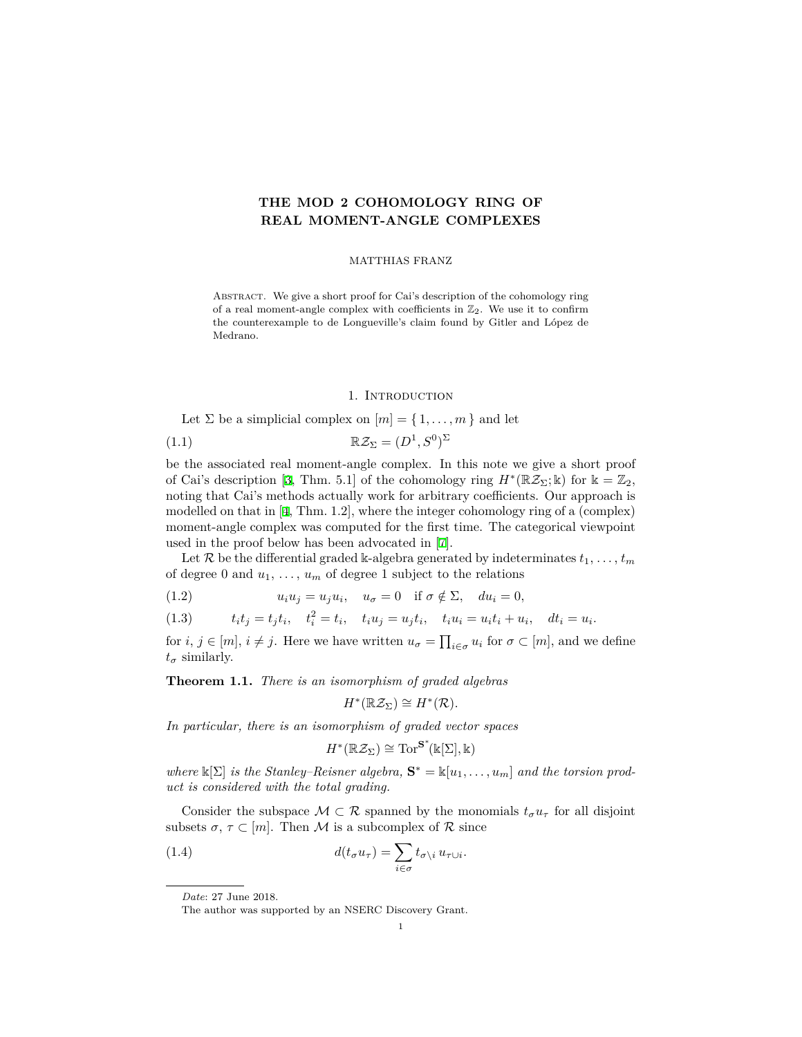# THE MOD 2 COHOMOLOGY RING OF REAL MOMENT-ANGLE COMPLEXES

MATTHIAS FRANZ

Abstract. We give a short proof for Cai's description of the cohomology ring of a real moment-angle complex with coefficients in $\mathbb{Z}_2$. We use it to confirm the counterexample to de Longueville's claim found by Gitler and López de Medrano.

## 1. Introduction

Let $\Sigma$ be a simplicial complex on $[m] = \{ 1, \dots, m \}$ and let

$$\mathbb{R}\mathcal{Z}_\Sigma = (D^1, S^0)^\Sigma \tag{1.1}$$

be the associated real moment-angle complex. In this note we give a short proof of Cai's description [3, Thm. 5.1] of the cohomology ring $H^*(\mathbb{R}\mathcal{Z}_\Sigma; \Bbbk)$ for $\Bbbk = \mathbb{Z}_2$, noting that Cai's methods actually work for arbitrary coefficients. Our approach is modelled on that in [4, Thm. 1.2], where the integer cohomology ring of a (complex) moment-angle complex was computed for the first time. The categorical viewpoint used in the proof below has been advocated in [7].

Let $\mathcal{R}$ be the differential graded $\Bbbk$-algebra generated by indeterminates $t_1, \dots, t_m$ of degree 0 and $u_1, \dots, u_m$ of degree 1 subject to the relations

$$u_i u_j = u_j u_i, \quad u_\sigma = 0 \quad \text{if } \sigma \notin \Sigma, \quad du_i = 0, \tag{1.2}$$

$$t_i t_j = t_j t_i, \quad t_i^2 = t_i, \quad t_i u_j = u_j t_i, \quad t_i u_i = u_i t_i + u_i, \quad dt_i = u_i. \tag{1.3}$$

for $i, j \in [m]$, $i \neq j$. Here we have written $u_\sigma = \prod_{i \in \sigma} u_i$ for $\sigma \subset [m]$, and we define $t_\sigma$ similarly.

**Theorem 1.1.** *There is an isomorphism of graded algebras*

$$H^*(\mathbb{R}\mathcal{Z}_\Sigma) \cong H^*(\mathcal{R}).$$

*In particular, there is an isomorphism of graded vector spaces*

$$H^*(\mathbb{R}\mathcal{Z}_\Sigma) \cong \operatorname{Tor}^{\mathbf{S}^*}(\Bbbk[\Sigma], \Bbbk)$$

*where $\Bbbk[\Sigma]$ is the Stanley–Reisner algebra, $\mathbf{S}^* = \Bbbk[u_1, \dots, u_m]$ and the torsion product is considered with the total grading.*

Consider the subspace $\mathcal{M} \subset \mathcal{R}$ spanned by the monomials $t_\sigma u_\tau$ for all disjoint subsets $\sigma$, $\tau \subset [m]$. Then $\mathcal{M}$ is a subcomplex of $\mathcal{R}$ since

$$d(t_\sigma u_\tau) = \sum_{i \in \sigma} t_{\sigma \setminus i}\, u_{\tau \cup i}. \tag{1.4}$$

---

*Date*: 27 June 2018.

The author was supported by an NSERC Discovery Grant.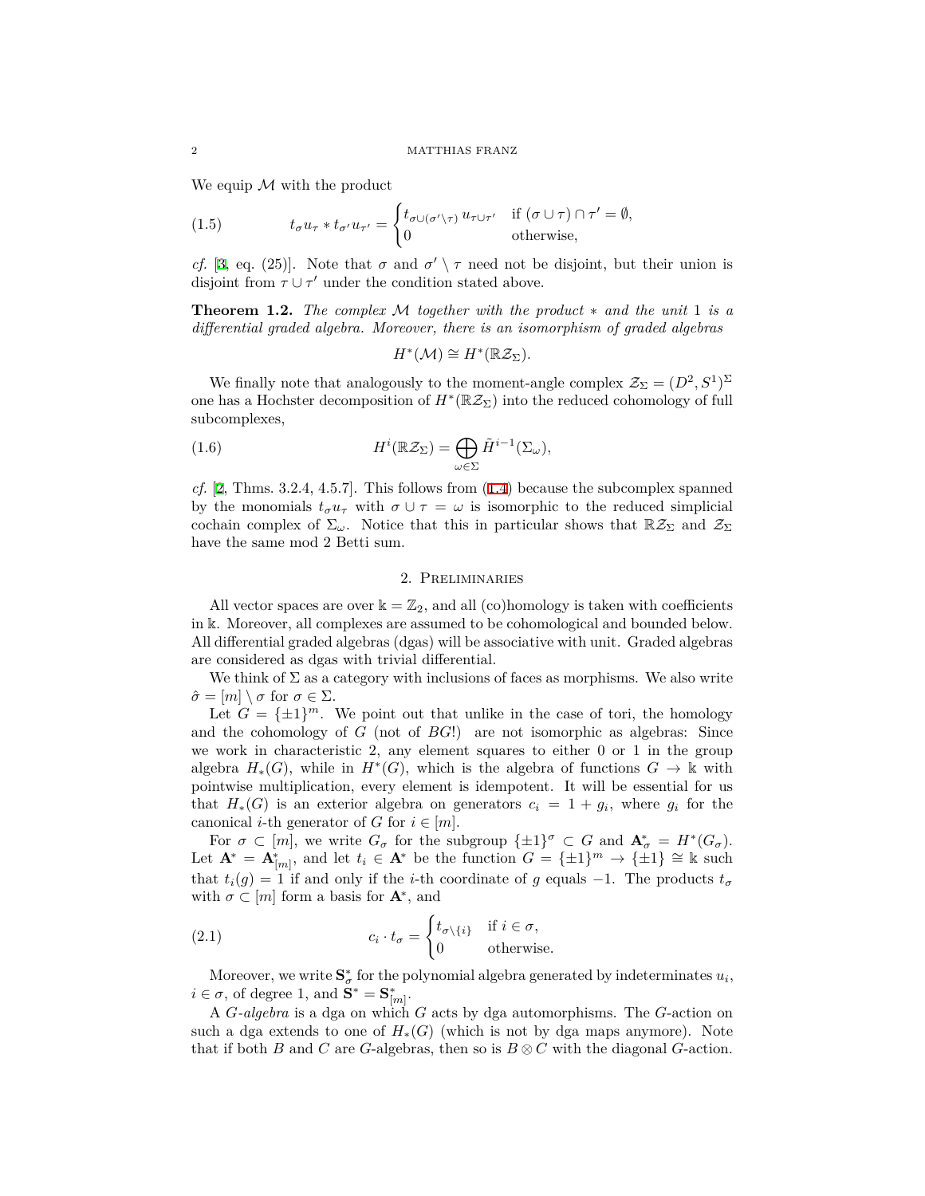We equip $\mathcal{M}$ with the product

$$
t_\sigma u_\tau * t_{\sigma'} u_{\tau'} = \begin{cases} t_{\sigma\cup(\sigma'\setminus\tau)}\, u_{\tau\cup\tau'} & \text{if } (\sigma\cup\tau)\cap\tau' = \emptyset, \\ 0 & \text{otherwise,} \end{cases} \tag{1.5}
$$

*cf.* [3, eq. (25)]. Note that $\sigma$ and $\sigma'\setminus\tau$ need not be disjoint, but their union is disjoint from $\tau\cup\tau'$ under the condition stated above.

**Theorem 1.2.** *The complex $\mathcal{M}$ together with the product $*$ and the unit $1$ is a differential graded algebra. Moreover, there is an isomorphism of graded algebras*

$$
H^*(\mathcal{M}) \cong H^*(\mathbb{R}\mathcal{Z}_\Sigma).
$$

We finally note that analogously to the moment-angle complex $\mathcal{Z}_\Sigma = (D^2, S^1)^\Sigma$ one has a Hochster decomposition of $H^*(\mathbb{R}\mathcal{Z}_\Sigma)$ into the reduced cohomology of full subcomplexes,

$$
H^i(\mathbb{R}\mathcal{Z}_\Sigma) = \bigoplus_{\omega\in\Sigma} \tilde{H}^{i-1}(\Sigma_\omega), \tag{1.6}
$$

*cf.* [2, Thms. 3.2.4, 4.5.7]. This follows from (1.4) because the subcomplex spanned by the monomials $t_\sigma u_\tau$ with $\sigma\cup\tau = \omega$ is isomorphic to the reduced simplicial cochain complex of $\Sigma_\omega$. Notice that this in particular shows that $\mathbb{R}\mathcal{Z}_\Sigma$ and $\mathcal{Z}_\Sigma$ have the same mod 2 Betti sum.

## 2. Preliminaries

All vector spaces are over $\Bbbk = \mathbb{Z}_2$, and all (co)homology is taken with coefficients in $\Bbbk$. Moreover, all complexes are assumed to be cohomological and bounded below. All differential graded algebras (dgas) will be associative with unit. Graded algebras are considered as dgas with trivial differential.

We think of $\Sigma$ as a category with inclusions of faces as morphisms. We also write $\hat\sigma = [m]\setminus\sigma$ for $\sigma\in\Sigma$.

Let $G = \{\pm1\}^m$. We point out that unlike in the case of tori, the homology and the cohomology of $G$ (not of $BG$!) are not isomorphic as algebras: Since we work in characteristic 2, any element squares to either 0 or 1 in the group algebra $H_*(G)$, while in $H^*(G)$, which is the algebra of functions $G\to\Bbbk$ with pointwise multiplication, every element is idempotent. It will be essential for us that $H_*(G)$ is an exterior algebra on generators $c_i = 1 + g_i$, where $g_i$ for the canonical $i$-th generator of $G$ for $i\in[m]$.

For $\sigma\subset[m]$, we write $G_\sigma$ for the subgroup $\{\pm1\}^\sigma\subset G$ and $\mathbf{A}^*_\sigma = H^*(G_\sigma)$. Let $\mathbf{A}^* = \mathbf{A}^*_{[m]}$, and let $t_i\in\mathbf{A}^*$ be the function $G = \{\pm1\}^m\to\{\pm1\}\cong\Bbbk$ such that $t_i(g) = 1$ if and only if the $i$-th coordinate of $g$ equals $-1$. The products $t_\sigma$ with $\sigma\subset[m]$ form a basis for $\mathbf{A}^*$, and

$$
c_i\cdot t_\sigma = \begin{cases} t_{\sigma\setminus\{i\}} & \text{if } i\in\sigma, \\ 0 & \text{otherwise.} \end{cases} \tag{2.1}
$$

Moreover, we write $\mathbf{S}^*_\sigma$ for the polynomial algebra generated by indeterminates $u_i$, $i\in\sigma$, of degree 1, and $\mathbf{S}^* = \mathbf{S}^*_{[m]}$.

A *$G$-algebra* is a dga on which $G$ acts by dga automorphisms. The $G$-action on such a dga extends to one of $H_*(G)$ (which is not by dga maps anymore). Note that if both $B$ and $C$ are $G$-algebras, then so is $B\otimes C$ with the diagonal $G$-action.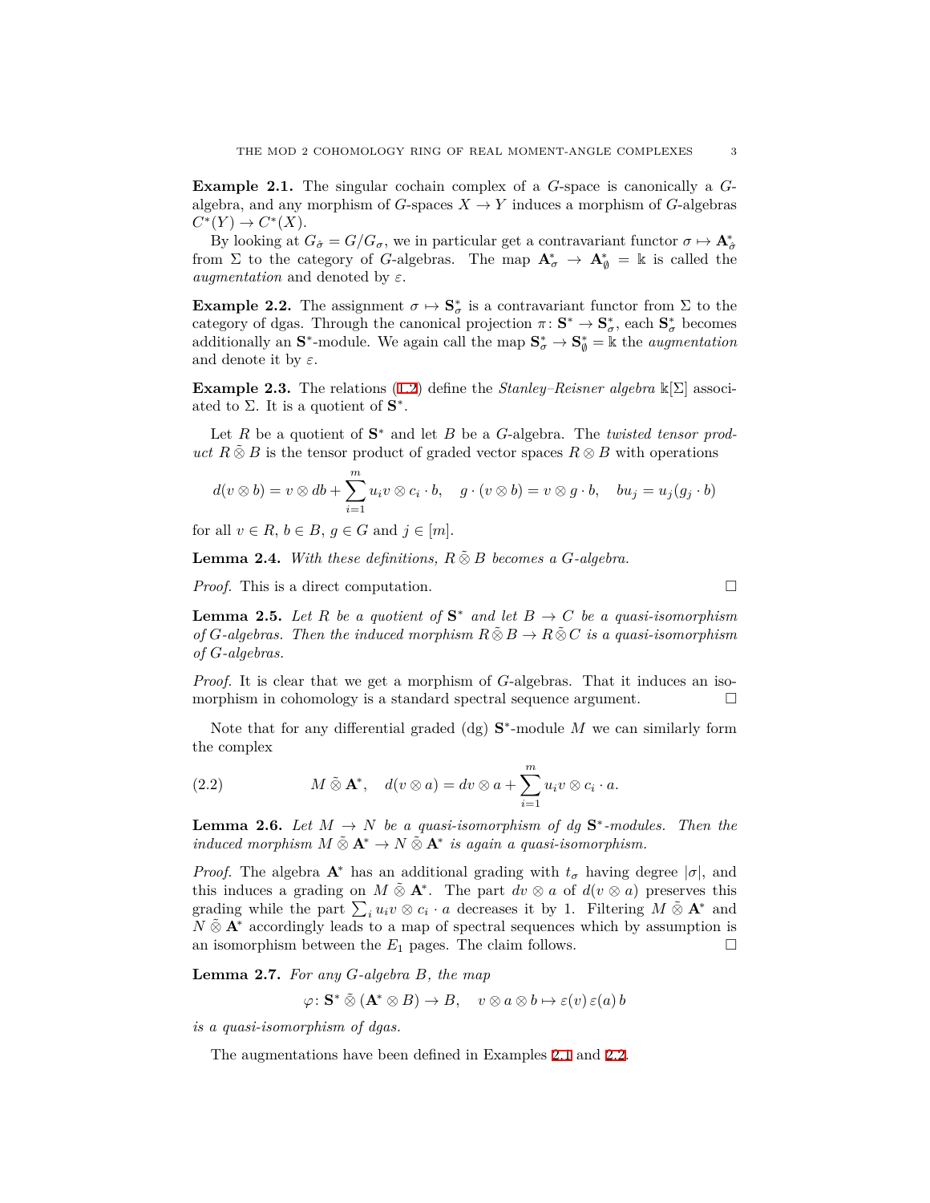**Example 2.1.** The singular cochain complex of a $G$-space is canonically a $G$-algebra, and any morphism of $G$-spaces $X \to Y$ induces a morphism of $G$-algebras $C^*(Y) \to C^*(X)$.

By looking at $G_{\hat{\sigma}} = G/G_\sigma$, we in particular get a contravariant functor $\sigma \mapsto \mathbf{A}^*_{\hat{\sigma}}$ from $\Sigma$ to the category of $G$-algebras. The map $\mathbf{A}^*_\sigma \to \mathbf{A}^*_\emptyset = \Bbbk$ is called the *augmentation* and denoted by $\varepsilon$.

**Example 2.2.** The assignment $\sigma \mapsto \mathbf{S}^*_\sigma$ is a contravariant functor from $\Sigma$ to the category of dgas. Through the canonical projection $\pi\colon \mathbf{S}^* \to \mathbf{S}^*_\sigma$, each $\mathbf{S}^*_\sigma$ becomes additionally an $\mathbf{S}^*$-module. We again call the map $\mathbf{S}^*_\sigma \to \mathbf{S}^*_\emptyset = \Bbbk$ the *augmentation* and denote it by $\varepsilon$.

**Example 2.3.** The relations (1.2) define the *Stanley–Reisner algebra* $\Bbbk[\Sigma]$ associated to $\Sigma$. It is a quotient of $\mathbf{S}^*$.

Let $R$ be a quotient of $\mathbf{S}^*$ and let $B$ be a $G$-algebra. The *twisted tensor product* $R \mathbin{\tilde{\otimes}} B$ is the tensor product of graded vector spaces $R \otimes B$ with operations

$$d(v \otimes b) = v \otimes db + \sum_{i=1}^{m} u_i v \otimes c_i \cdot b, \quad g \cdot (v \otimes b) = v \otimes g \cdot b, \quad b u_j = u_j (g_j \cdot b)$$

for all $v \in R$, $b \in B$, $g \in G$ and $j \in [m]$.

**Lemma 2.4.** *With these definitions, $R \mathbin{\tilde{\otimes}} B$ becomes a $G$-algebra.*

*Proof.* This is a direct computation. □

**Lemma 2.5.** *Let $R$ be a quotient of $\mathbf{S}^*$ and let $B \to C$ be a quasi-isomorphism of $G$-algebras. Then the induced morphism $R \mathbin{\tilde{\otimes}} B \to R \mathbin{\tilde{\otimes}} C$ is a quasi-isomorphism of $G$-algebras.*

*Proof.* It is clear that we get a morphism of $G$-algebras. That it induces an isomorphism in cohomology is a standard spectral sequence argument. □

Note that for any differential graded (dg) $\mathbf{S}^*$-module $M$ we can similarly form the complex

$$M \mathbin{\tilde{\otimes}} \mathbf{A}^*, \quad d(v \otimes a) = dv \otimes a + \sum_{i=1}^{m} u_i v \otimes c_i \cdot a. \tag{2.2}$$

**Lemma 2.6.** *Let $M \to N$ be a quasi-isomorphism of dg $\mathbf{S}^*$-modules. Then the induced morphism $M \mathbin{\tilde{\otimes}} \mathbf{A}^* \to N \mathbin{\tilde{\otimes}} \mathbf{A}^*$ is again a quasi-isomorphism.*

*Proof.* The algebra $\mathbf{A}^*$ has an additional grading with $t_\sigma$ having degree $|\sigma|$, and this induces a grading on $M \mathbin{\tilde{\otimes}} \mathbf{A}^*$. The part $dv \otimes a$ of $d(v \otimes a)$ preserves this grading while the part $\sum_i u_i v \otimes c_i \cdot a$ decreases it by 1. Filtering $M \mathbin{\tilde{\otimes}} \mathbf{A}^*$ and $N \mathbin{\tilde{\otimes}} \mathbf{A}^*$ accordingly leads to a map of spectral sequences which by assumption is an isomorphism between the $E_1$ pages. The claim follows. □

**Lemma 2.7.** *For any $G$-algebra $B$, the map*

$$\varphi\colon \mathbf{S}^* \mathbin{\tilde{\otimes}} (\mathbf{A}^* \otimes B) \to B, \quad v \otimes a \otimes b \mapsto \varepsilon(v)\, \varepsilon(a)\, b$$

*is a quasi-isomorphism of dgas.*

The augmentations have been defined in Examples 2.1 and 2.2.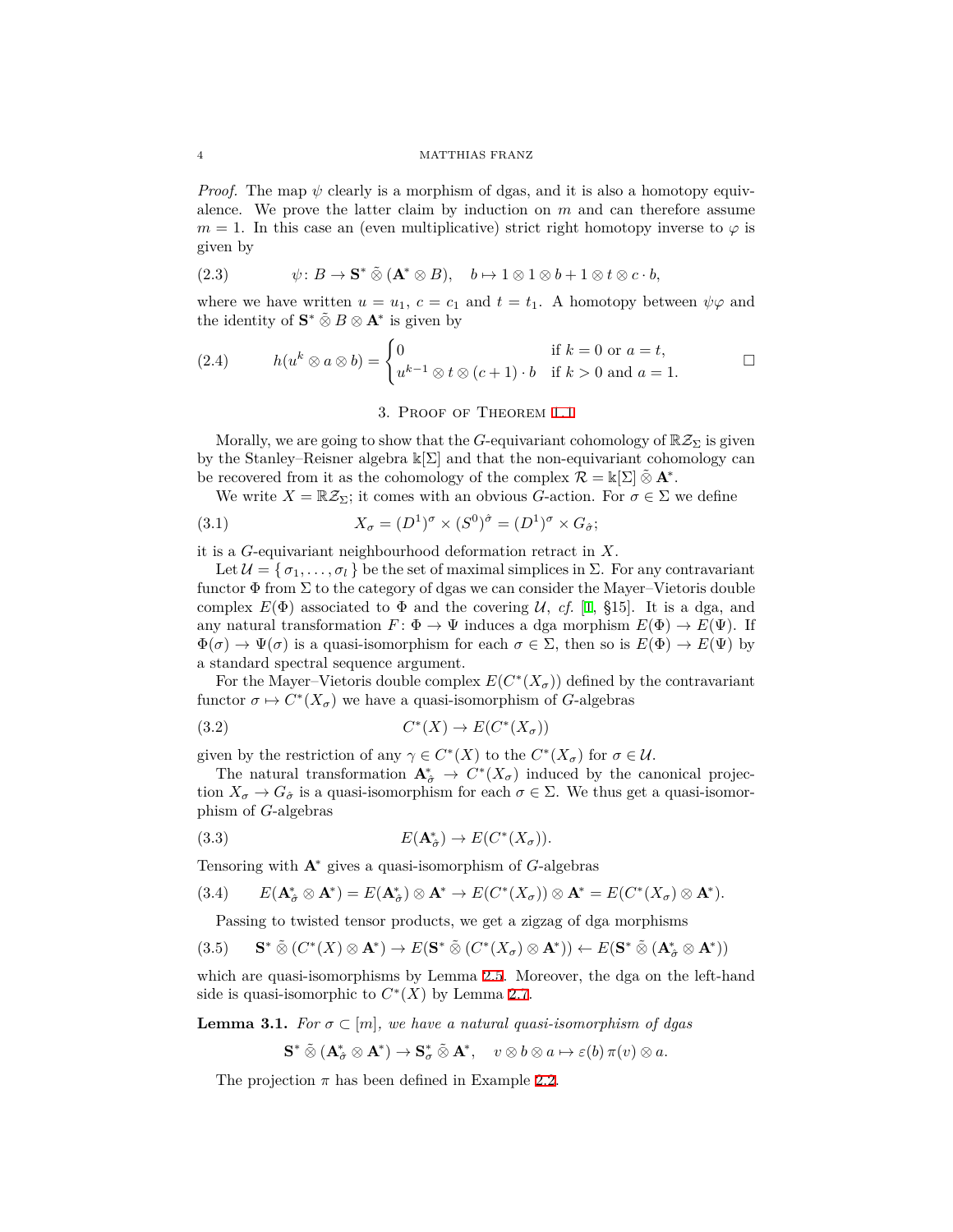*Proof.* The map $\psi$ clearly is a morphism of dgas, and it is also a homotopy equivalence. We prove the latter claim by induction on $m$ and can therefore assume $m = 1$. In this case an (even multiplicative) strict right homotopy inverse to $\varphi$ is given by

$$\psi\colon B \to \mathbf{S}^* \mathbin{\tilde{\otimes}} (\mathbf{A}^* \otimes B), \quad b \mapsto 1 \otimes 1 \otimes b + 1 \otimes t \otimes c \cdot b, \tag{2.3}$$

where we have written $u = u_1$, $c = c_1$ and $t = t_1$. A homotopy between $\psi\varphi$ and the identity of $\mathbf{S}^* \mathbin{\tilde{\otimes}} B \otimes \mathbf{A}^*$ is given by

$$h(u^k \otimes a \otimes b) = \begin{cases} 0 & \text{if } k = 0 \text{ or } a = t, \\ u^{k-1} \otimes t \otimes (c+1) \cdot b & \text{if } k > 0 \text{ and } a = 1. \end{cases} \tag{2.4}$$

□

## 3. Proof of Theorem 1.1

Morally, we are going to show that the $G$-equivariant cohomology of $\mathbb{R}\mathcal{Z}_\Sigma$ is given by the Stanley–Reisner algebra $\Bbbk[\Sigma]$ and that the non-equivariant cohomology can be recovered from it as the cohomology of the complex $\mathcal{R} = \Bbbk[\Sigma] \mathbin{\tilde{\otimes}} \mathbf{A}^*$.

We write $X = \mathbb{R}\mathcal{Z}_\Sigma$; it comes with an obvious $G$-action. For $\sigma \in \Sigma$ we define

$$X_\sigma = (D^1)^\sigma \times (S^0)^{\hat{\sigma}} = (D^1)^\sigma \times G_{\hat{\sigma}}; \tag{3.1}$$

it is a $G$-equivariant neighbourhood deformation retract in $X$.

Let $\mathcal{U} = \{\, \sigma_1, \dots, \sigma_l \,\}$ be the set of maximal simplices in $\Sigma$. For any contravariant functor $\Phi$ from $\Sigma$ to the category of dgas we can consider the Mayer–Vietoris double complex $E(\Phi)$ associated to $\Phi$ and the covering $\mathcal{U}$, *cf.* [1, §15]. It is a dga, and any natural transformation $F\colon \Phi \to \Psi$ induces a dga morphism $E(\Phi) \to E(\Psi)$. If $\Phi(\sigma) \to \Psi(\sigma)$ is a quasi-isomorphism for each $\sigma \in \Sigma$, then so is $E(\Phi) \to E(\Psi)$ by a standard spectral sequence argument.

For the Mayer–Vietoris double complex $E(C^*(X_\sigma))$ defined by the contravariant functor $\sigma \mapsto C^*(X_\sigma)$ we have a quasi-isomorphism of $G$-algebras

$$C^*(X) \to E(C^*(X_\sigma)) \tag{3.2}$$

given by the restriction of any $\gamma \in C^*(X)$ to the $C^*(X_\sigma)$ for $\sigma \in \mathcal{U}$.

The natural transformation $\mathbf{A}^*_{\hat{\sigma}} \to C^*(X_\sigma)$ induced by the canonical projection $X_\sigma \to G_{\hat{\sigma}}$ is a quasi-isomorphism for each $\sigma \in \Sigma$. We thus get a quasi-isomorphism of $G$-algebras

$$E(\mathbf{A}^*_{\hat{\sigma}}) \to E(C^*(X_\sigma)). \tag{3.3}$$

Tensoring with $\mathbf{A}^*$ gives a quasi-isomorphism of $G$-algebras

$$E(\mathbf{A}^*_{\hat{\sigma}} \otimes \mathbf{A}^*) = E(\mathbf{A}^*_{\hat{\sigma}}) \otimes \mathbf{A}^* \to E(C^*(X_\sigma)) \otimes \mathbf{A}^* = E(C^*(X_\sigma) \otimes \mathbf{A}^*). \tag{3.4}$$

Passing to twisted tensor products, we get a zigzag of dga morphisms

$$\mathbf{S}^* \mathbin{\tilde{\otimes}} (C^*(X) \otimes \mathbf{A}^*) \to E(\mathbf{S}^* \mathbin{\tilde{\otimes}} (C^*(X_\sigma) \otimes \mathbf{A}^*)) \leftarrow E(\mathbf{S}^* \mathbin{\tilde{\otimes}} (\mathbf{A}^*_{\hat{\sigma}} \otimes \mathbf{A}^*)) \tag{3.5}$$

which are quasi-isomorphisms by Lemma 2.5. Moreover, the dga on the left-hand side is quasi-isomorphic to $C^*(X)$ by Lemma 2.7.

**Lemma 3.1.** *For $\sigma \subset [m]$, we have a natural quasi-isomorphism of dgas*

$$\mathbf{S}^* \mathbin{\tilde{\otimes}} (\mathbf{A}^*_{\hat{\sigma}} \otimes \mathbf{A}^*) \to \mathbf{S}^*_\sigma \mathbin{\tilde{\otimes}} \mathbf{A}^*, \quad v \otimes b \otimes a \mapsto \varepsilon(b)\, \pi(v) \otimes a.$$

The projection $\pi$ has been defined in Example 2.2.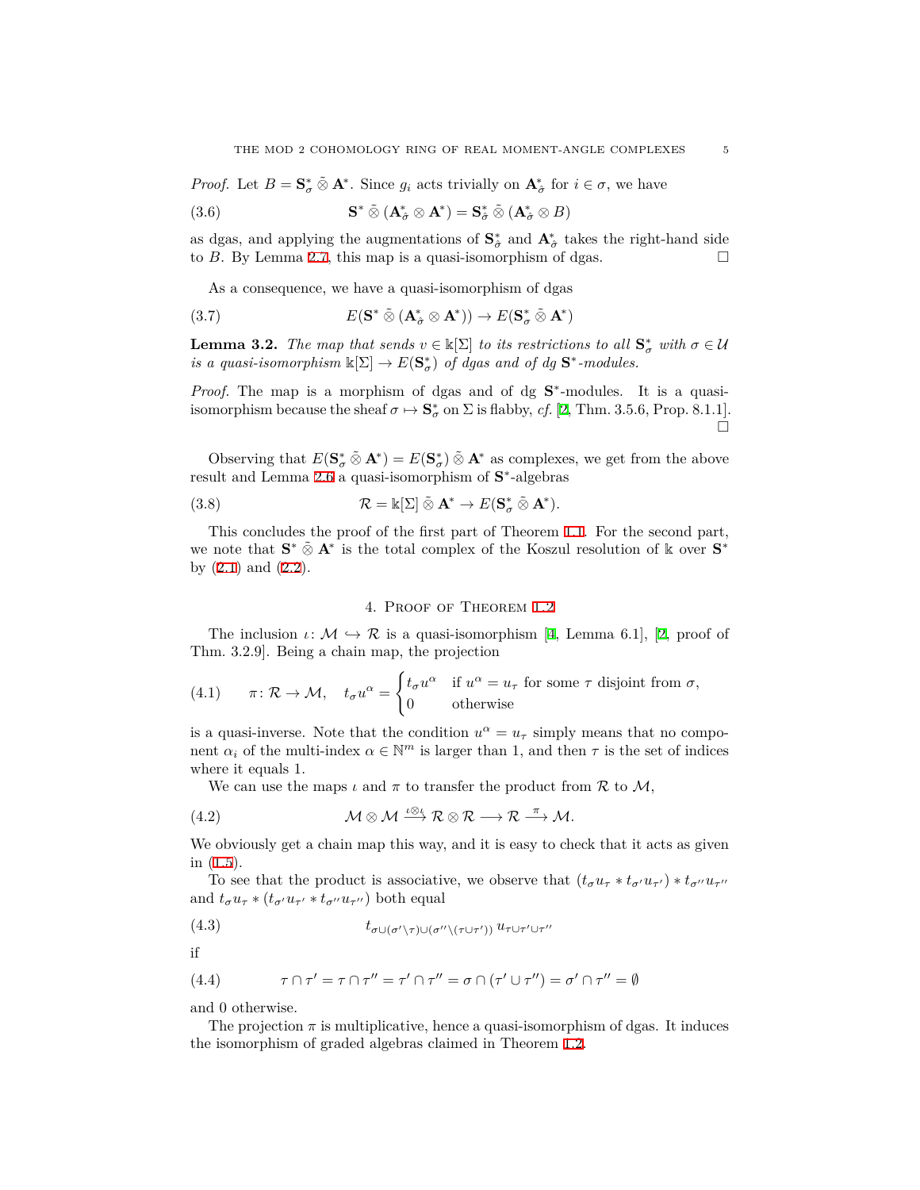*Proof.* Let $B = \mathbf{S}^*_\sigma \mathbin{\tilde\otimes} \mathbf{A}^*$. Since $g_i$ acts trivially on $\mathbf{A}^*_{\hat\sigma}$ for $i \in \sigma$, we have

$$\mathbf{S}^* \mathbin{\tilde\otimes} (\mathbf{A}^*_{\hat\sigma} \otimes \mathbf{A}^*) = \mathbf{S}^*_{\hat\sigma} \mathbin{\tilde\otimes} (\mathbf{A}^*_{\hat\sigma} \otimes B) \tag{3.6}$$

as dgas, and applying the augmentations of $\mathbf{S}^*_{\hat\sigma}$ and $\mathbf{A}^*_{\hat\sigma}$ takes the right-hand side to $B$. By Lemma 2.7, this map is a quasi-isomorphism of dgas. □

As a consequence, we have a quasi-isomorphism of dgas

$$E(\mathbf{S}^* \mathbin{\tilde\otimes} (\mathbf{A}^*_{\hat\sigma} \otimes \mathbf{A}^*)) \to E(\mathbf{S}^*_\sigma \mathbin{\tilde\otimes} \mathbf{A}^*) \tag{3.7}$$

**Lemma 3.2.** *The map that sends $v \in \Bbbk[\Sigma]$ to its restrictions to all $\mathbf{S}^*_\sigma$ with $\sigma \in \mathcal{U}$ is a quasi-isomorphism $\Bbbk[\Sigma] \to E(\mathbf{S}^*_\sigma)$ of dgas and of dg $\mathbf{S}^*$-modules.*

*Proof.* The map is a morphism of dgas and of dg $\mathbf{S}^*$-modules. It is a quasi-isomorphism because the sheaf $\sigma \mapsto \mathbf{S}^*_\sigma$ on $\Sigma$ is flabby, *cf.* [2, Thm. 3.5.6, Prop. 8.1.1]. □

Observing that $E(\mathbf{S}^*_\sigma \mathbin{\tilde\otimes} \mathbf{A}^*) = E(\mathbf{S}^*_\sigma) \mathbin{\tilde\otimes} \mathbf{A}^*$ as complexes, we get from the above result and Lemma 2.6 a quasi-isomorphism of $\mathbf{S}^*$-algebras

$$\mathcal{R} = \Bbbk[\Sigma] \mathbin{\tilde\otimes} \mathbf{A}^* \to E(\mathbf{S}^*_\sigma \mathbin{\tilde\otimes} \mathbf{A}^*). \tag{3.8}$$

This concludes the proof of the first part of Theorem 1.1. For the second part, we note that $\mathbf{S}^* \mathbin{\tilde\otimes} \mathbf{A}^*$ is the total complex of the Koszul resolution of $\Bbbk$ over $\mathbf{S}^*$ by (2.1) and (2.2).

## 4. Proof of Theorem 1.2

The inclusion $\iota\colon \mathcal{M} \hookrightarrow \mathcal{R}$ is a quasi-isomorphism [4, Lemma 6.1], [2, proof of Thm. 3.2.9]. Being a chain map, the projection

$$\pi\colon \mathcal{R} \to \mathcal{M}, \quad t_\sigma u^\alpha = \begin{cases} t_\sigma u^\alpha & \text{if } u^\alpha = u_\tau \text{ for some } \tau \text{ disjoint from } \sigma, \\ 0 & \text{otherwise} \end{cases} \tag{4.1}$$

is a quasi-inverse. Note that the condition $u^\alpha = u_\tau$ simply means that no component $\alpha_i$ of the multi-index $\alpha \in \mathbb{N}^m$ is larger than 1, and then $\tau$ is the set of indices where it equals 1.

We can use the maps $\iota$ and $\pi$ to transfer the product from $\mathcal{R}$ to $\mathcal{M}$,

$$\mathcal{M} \otimes \mathcal{M} \xrightarrow{\iota \otimes \iota} \mathcal{R} \otimes \mathcal{R} \longrightarrow \mathcal{R} \xrightarrow{\pi} \mathcal{M}. \tag{4.2}$$

We obviously get a chain map this way, and it is easy to check that it acts as given in (1.5).

To see that the product is associative, we observe that $(t_\sigma u_\tau * t_{\sigma'} u_{\tau'}) * t_{\sigma''} u_{\tau''}$ and $t_\sigma u_\tau * (t_{\sigma'} u_{\tau'} * t_{\sigma''} u_{\tau''})$ both equal

$$t_{\sigma \cup (\sigma' \setminus \tau) \cup (\sigma'' \setminus (\tau \cup \tau'))}\, u_{\tau \cup \tau' \cup \tau''} \tag{4.3}$$

if

$$\tau \cap \tau' = \tau \cap \tau'' = \tau' \cap \tau'' = \sigma \cap (\tau' \cup \tau'') = \sigma' \cap \tau'' = \emptyset \tag{4.4}$$

and 0 otherwise.

The projection $\pi$ is multiplicative, hence a quasi-isomorphism of dgas. It induces the isomorphism of graded algebras claimed in Theorem 1.2.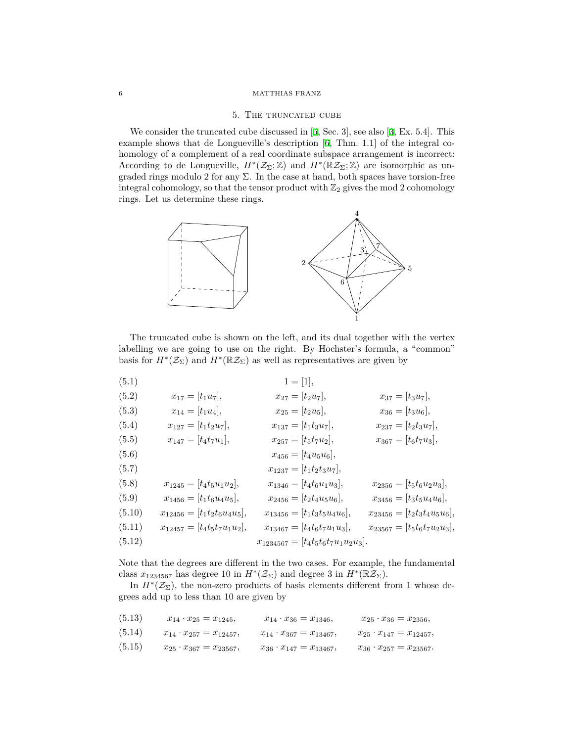## 5. The truncated cube

We consider the truncated cube discussed in [5, Sec. 3], see also [3, Ex. 5.4]. This example shows that de Longueville's description [6, Thm. 1.1] of the integral cohomology of a complement of a real coordinate subspace arrangement is incorrect: According to de Longueville, $H^*(\mathcal{Z}_\Sigma;\mathbb{Z})$ and $H^*(\mathbb{R}\mathcal{Z}_\Sigma;\mathbb{Z})$ are isomorphic as ungraded rings modulo 2 for any $\Sigma$. In the case at hand, both spaces have torsion-free integral cohomology, so that the tensor product with $\mathbb{Z}_2$ gives the mod 2 cohomology rings. Let us determine these rings.

The truncated cube is shown on the left, and its dual together with the vertex labelling we are going to use on the right. By Hochster's formula, a "common" basis for $H^*(\mathcal{Z}_\Sigma)$ and $H^*(\mathbb{R}\mathcal{Z}_\Sigma)$ as well as representatives are given by

$$1 = [1], \tag{5.1}$$

$$x_{17} = [t_1 u_7], \qquad x_{27} = [t_2 u_7], \qquad x_{37} = [t_3 u_7], \tag{5.2}$$

$$x_{14} = [t_1 u_4], \qquad x_{25} = [t_2 u_5], \qquad x_{36} = [t_3 u_6], \tag{5.3}$$

$$x_{127} = [t_1 t_2 u_7], \qquad x_{137} = [t_1 t_3 u_7], \qquad x_{237} = [t_2 t_3 u_7], \tag{5.4}$$

$$x_{147} = [t_4 t_7 u_1], \qquad x_{257} = [t_5 t_7 u_2], \qquad x_{367} = [t_6 t_7 u_3], \tag{5.5}$$

$$x_{456} = [t_4 u_5 u_6], \tag{5.6}$$

$$x_{1237} = [t_1 t_2 t_3 u_7], \tag{5.7}$$

$$x_{1245} = [t_4 t_5 u_1 u_2], \qquad x_{1346} = [t_4 t_6 u_1 u_3], \qquad x_{2356} = [t_5 t_6 u_2 u_3], \tag{5.8}$$

$$x_{1456} = [t_1 t_6 u_4 u_5], \qquad x_{2456} = [t_2 u_4 u_5 u_6], \qquad x_{3456} = [t_3 t_5 u_4 u_6], \tag{5.9}$$

$$x_{12456} = [t_1 t_2 t_6 u_4 u_5], \qquad x_{13456} = [t_1 t_3 t_5 u_4 u_6], \qquad x_{23456} = [t_2 t_3 t_4 u_5 u_6], \tag{5.10}$$

$$x_{12457} = [t_4 t_5 t_7 u_1 u_2], \qquad x_{13467} = [t_4 t_6 t_7 u_1 u_3], \qquad x_{23567} = [t_5 t_6 t_7 u_2 u_3], \tag{5.11}$$

$$x_{1234567} = [t_4 t_5 t_6 t_7 u_1 u_2 u_3]. \tag{5.12}$$

Note that the degrees are different in the two cases. For example, the fundamental class $x_{1234567}$ has degree 10 in $H^*(\mathcal{Z}_\Sigma)$ and degree 3 in $H^*(\mathbb{R}\mathcal{Z}_\Sigma)$.

In $H^*(\mathcal{Z}_\Sigma)$, the non-zero products of basis elements different from 1 whose degrees add up to less than 10 are given by

$$x_{14} \cdot x_{25} = x_{1245}, \qquad x_{14} \cdot x_{36} = x_{1346}, \qquad x_{25} \cdot x_{36} = x_{2356}, \tag{5.13}$$

$$x_{14} \cdot x_{257} = x_{12457}, \qquad x_{14} \cdot x_{367} = x_{13467}, \qquad x_{25} \cdot x_{147} = x_{12457}, \tag{5.14}$$

$$x_{25} \cdot x_{367} = x_{23567}, \qquad x_{36} \cdot x_{147} = x_{13467}, \qquad x_{36} \cdot x_{257} = x_{23567}. \tag{5.15}$$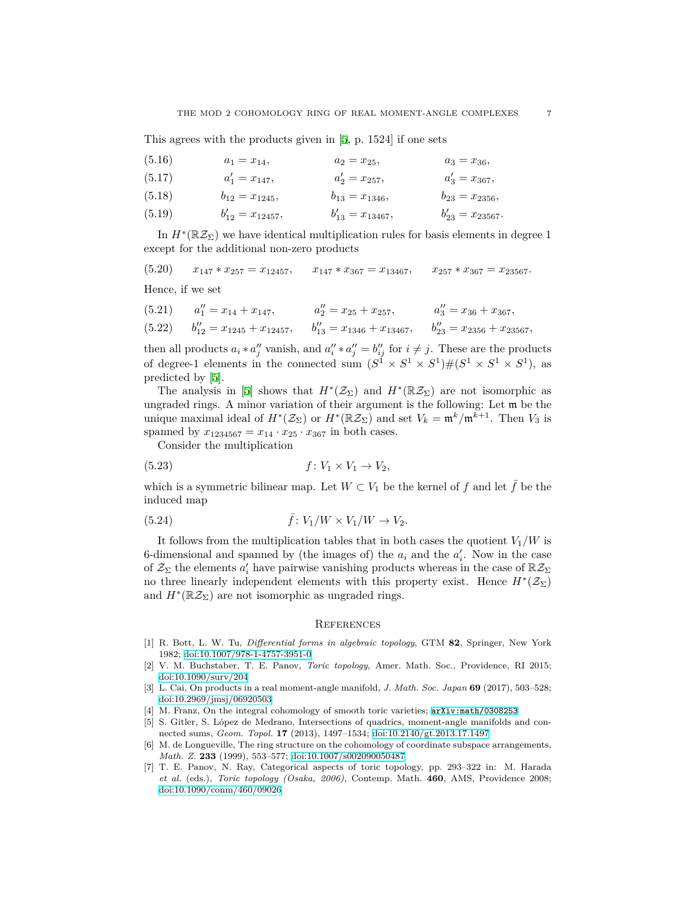This agrees with the products given in [5, p. 1524] if one sets

$$a_1 = x_{14}, \qquad a_2 = x_{25}, \qquad a_3 = x_{36}, \tag{5.16}$$

$$a'_1 = x_{147}, \qquad a'_2 = x_{257}, \qquad a'_3 = x_{367}, \tag{5.17}$$

$$b_{12} = x_{1245}, \qquad b_{13} = x_{1346}, \qquad b_{23} = x_{2356}, \tag{5.18}$$

$$b'_{12} = x_{12457}, \qquad b'_{13} = x_{13467}, \qquad b'_{23} = x_{23567}. \tag{5.19}$$

In $H^*(\mathbb{R}\mathcal{Z}_\Sigma)$ we have identical multiplication rules for basis elements in degree 1 except for the additional non-zero products

$$x_{147} * x_{257} = x_{12457}, \qquad x_{147} * x_{367} = x_{13467}, \qquad x_{257} * x_{367} = x_{23567}. \tag{5.20}$$

Hence, if we set

$$a''_1 = x_{14} + x_{147}, \qquad a''_2 = x_{25} + x_{257}, \qquad a''_3 = x_{36} + x_{367}, \tag{5.21}$$

$$b''_{12} = x_{1245} + x_{12457}, \qquad b''_{13} = x_{1346} + x_{13467}, \qquad b''_{23} = x_{2356} + x_{23567}, \tag{5.22}$$

then all products $a_i * a''_j$ vanish, and $a''_i * a''_j = b''_{ij}$ for $i \neq j$. These are the products of degree-1 elements in the connected sum $(S^1 \times S^1 \times S^1)\#(S^1 \times S^1 \times S^1)$, as predicted by [5].

The analysis in [5] shows that $H^*(\mathcal{Z}_\Sigma)$ and $H^*(\mathbb{R}\mathcal{Z}_\Sigma)$ are not isomorphic as ungraded rings. A minor variation of their argument is the following: Let $\mathfrak{m}$ be the unique maximal ideal of $H^*(\mathcal{Z}_\Sigma)$ or $H^*(\mathbb{R}\mathcal{Z}_\Sigma)$ and set $V_k = \mathfrak{m}^k/\mathfrak{m}^{k+1}$. Then $V_3$ is spanned by $x_{1234567} = x_{14} \cdot x_{25} \cdot x_{367}$ in both cases.

Consider the multiplication

$$f \colon V_1 \times V_1 \to V_2, \tag{5.23}$$

which is a symmetric bilinear map. Let $W \subset V_1$ be the kernel of $f$ and let $\bar{f}$ be the induced map

$$\bar{f} \colon V_1/W \times V_1/W \to V_2. \tag{5.24}$$

It follows from the multiplication tables that in both cases the quotient $V_1/W$ is 6-dimensional and spanned by (the images of) the $a_i$ and the $a'_i$. Now in the case of $\mathcal{Z}_\Sigma$ the elements $a'_i$ have pairwise vanishing products whereas in the case of $\mathbb{R}\mathcal{Z}_\Sigma$ no three linearly independent elements with this property exist. Hence $H^*(\mathcal{Z}_\Sigma)$ and $H^*(\mathbb{R}\mathcal{Z}_\Sigma)$ are not isomorphic as ungraded rings.

## References

[1] R. Bott, L. W. Tu, *Differential forms in algebraic topology*, GTM **82**, Springer, New York 1982; doi:10.1007/978-1-4757-3951-0

[2] V. M. Buchstaber, T. E. Panov, *Toric topology*, Amer. Math. Soc., Providence, RI 2015; doi:10.1090/surv/204

[3] L. Cai, On products in a real moment-angle manifold, *J. Math. Soc. Japan* **69** (2017), 503–528; doi:10.2969/jmsj/06920503

[4] M. Franz, On the integral cohomology of smooth toric varieties; arXiv:math/0308253

[5] S. Gitler, S. López de Medrano, Intersections of quadrics, moment-angle manifolds and connected sums, *Geom. Topol.* **17** (2013), 1497–1534; doi:10.2140/gt.2013.17.1497

[6] M. de Longueville, The ring structure on the cohomology of coordinate subspace arrangements, *Math. Z.* **233** (1999), 553–577; doi:10.1007/s002090050487

[7] T. E. Panov, N. Ray, Categorical aspects of toric topology, pp. 293–322 in: M. Harada *et al.* (eds.), *Toric topology (Osaka, 2006)*, Contemp. Math. **460**, AMS, Providence 2008; doi:10.1090/conm/460/09026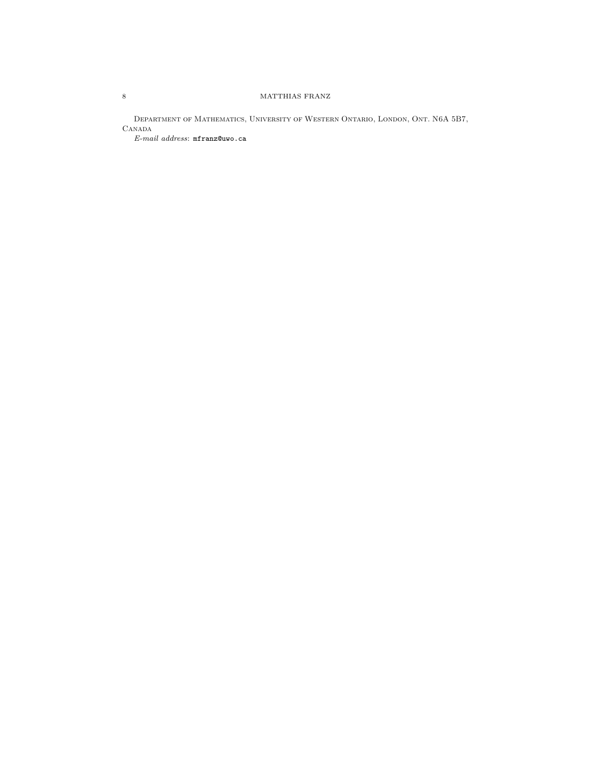Department of Mathematics, University of Western Ontario, London, Ont. N6A 5B7, Canada

*E-mail address*: mfranz@uwo.ca